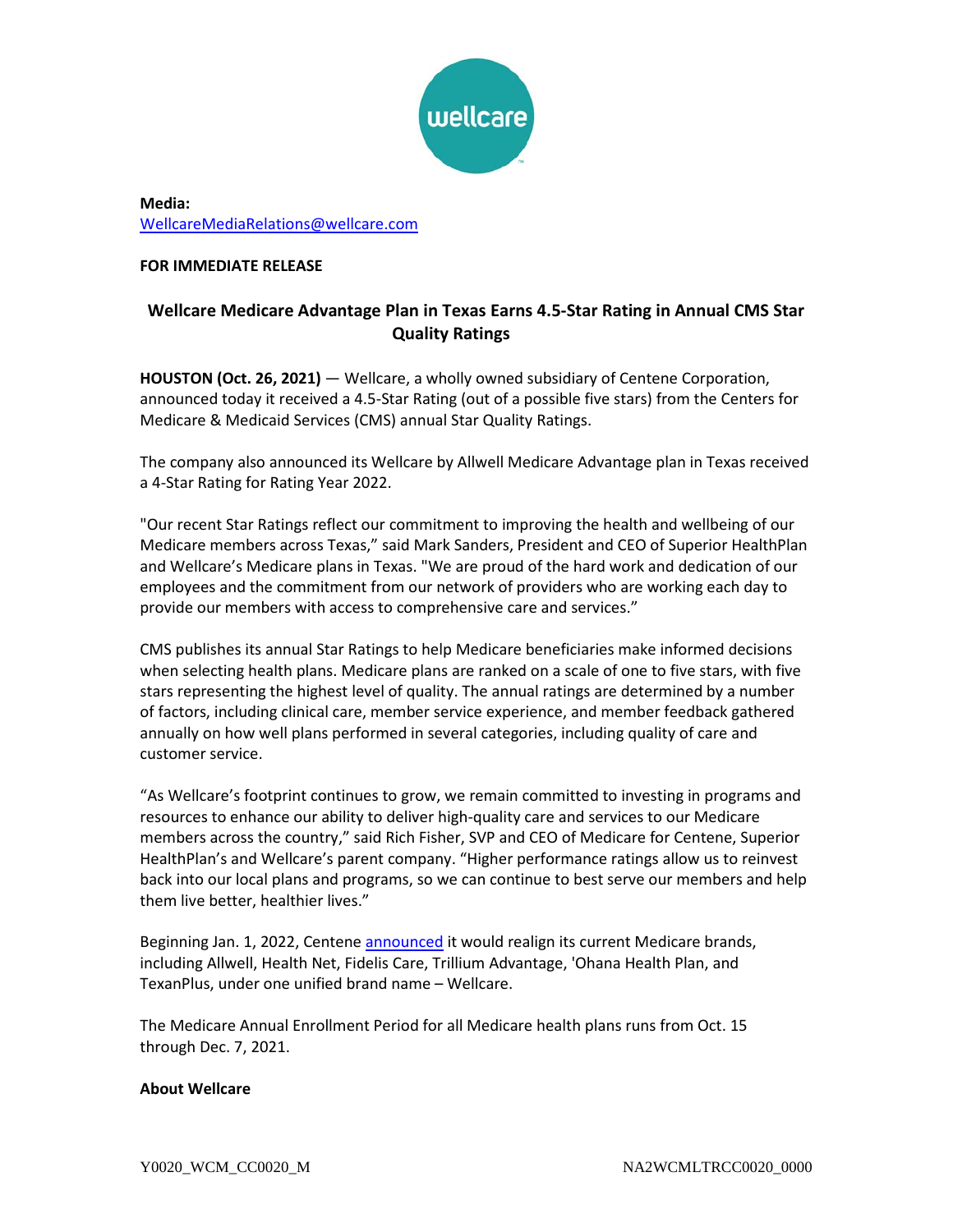**Media:**
WellcareMediaRelations@wellcare.com

**FOR IMMEDIATE RELEASE**

## Wellcare Medicare Advantage Plan in Texas Earns 4.5-Star Rating in Annual CMS Star Quality Ratings

**HOUSTON (Oct. 26, 2021)** — Wellcare, a wholly owned subsidiary of Centene Corporation, announced today it received a 4.5-Star Rating (out of a possible five stars) from the Centers for Medicare & Medicaid Services (CMS) annual Star Quality Ratings.

The company also announced its Wellcare by Allwell Medicare Advantage plan in Texas received a 4-Star Rating for Rating Year 2022.

"Our recent Star Ratings reflect our commitment to improving the health and wellbeing of our Medicare members across Texas," said Mark Sanders, President and CEO of Superior HealthPlan and Wellcare's Medicare plans in Texas. "We are proud of the hard work and dedication of our employees and the commitment from our network of providers who are working each day to provide our members with access to comprehensive care and services."

CMS publishes its annual Star Ratings to help Medicare beneficiaries make informed decisions when selecting health plans. Medicare plans are ranked on a scale of one to five stars, with five stars representing the highest level of quality. The annual ratings are determined by a number of factors, including clinical care, member service experience, and member feedback gathered annually on how well plans performed in several categories, including quality of care and customer service.

"As Wellcare's footprint continues to grow, we remain committed to investing in programs and resources to enhance our ability to deliver high-quality care and services to our Medicare members across the country," said Rich Fisher, SVP and CEO of Medicare for Centene, Superior HealthPlan's and Wellcare's parent company. "Higher performance ratings allow us to reinvest back into our local plans and programs, so we can continue to best serve our members and help them live better, healthier lives."

Beginning Jan. 1, 2022, Centene announced it would realign its current Medicare brands, including Allwell, Health Net, Fidelis Care, Trillium Advantage, 'Ohana Health Plan, and TexanPlus, under one unified brand name – Wellcare.

The Medicare Annual Enrollment Period for all Medicare health plans runs from Oct. 15 through Dec. 7, 2021.

**About Wellcare**

Y0020_WCM_CC0020_M NA2WCMLTRCC0020_0000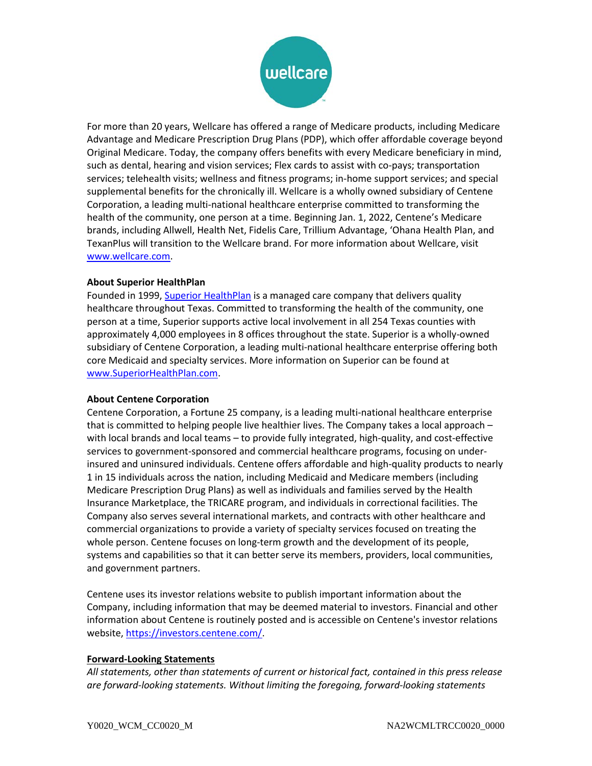For more than 20 years, Wellcare has offered a range of Medicare products, including Medicare Advantage and Medicare Prescription Drug Plans (PDP), which offer affordable coverage beyond Original Medicare. Today, the company offers benefits with every Medicare beneficiary in mind, such as dental, hearing and vision services; Flex cards to assist with co-pays; transportation services; telehealth visits; wellness and fitness programs; in-home support services; and special supplemental benefits for the chronically ill. Wellcare is a wholly owned subsidiary of Centene Corporation, a leading multi-national healthcare enterprise committed to transforming the health of the community, one person at a time. Beginning Jan. 1, 2022, Centene's Medicare brands, including Allwell, Health Net, Fidelis Care, Trillium Advantage, 'Ohana Health Plan, and TexanPlus will transition to the Wellcare brand. For more information about Wellcare, visit www.wellcare.com.

**About Superior HealthPlan**

Founded in 1999, Superior HealthPlan is a managed care company that delivers quality healthcare throughout Texas. Committed to transforming the health of the community, one person at a time, Superior supports active local involvement in all 254 Texas counties with approximately 4,000 employees in 8 offices throughout the state. Superior is a wholly-owned subsidiary of Centene Corporation, a leading multi-national healthcare enterprise offering both core Medicaid and specialty services. More information on Superior can be found at www.SuperiorHealthPlan.com.

**About Centene Corporation**

Centene Corporation, a Fortune 25 company, is a leading multi-national healthcare enterprise that is committed to helping people live healthier lives. The Company takes a local approach – with local brands and local teams – to provide fully integrated, high-quality, and cost-effective services to government-sponsored and commercial healthcare programs, focusing on under-insured and uninsured individuals. Centene offers affordable and high-quality products to nearly 1 in 15 individuals across the nation, including Medicaid and Medicare members (including Medicare Prescription Drug Plans) as well as individuals and families served by the Health Insurance Marketplace, the TRICARE program, and individuals in correctional facilities. The Company also serves several international markets, and contracts with other healthcare and commercial organizations to provide a variety of specialty services focused on treating the whole person. Centene focuses on long-term growth and the development of its people, systems and capabilities so that it can better serve its members, providers, local communities, and government partners.

Centene uses its investor relations website to publish important information about the Company, including information that may be deemed material to investors. Financial and other information about Centene is routinely posted and is accessible on Centene's investor relations website, https://investors.centene.com/.

**Forward-Looking Statements**

*All statements, other than statements of current or historical fact, contained in this press release are forward-looking statements. Without limiting the foregoing, forward-looking statements*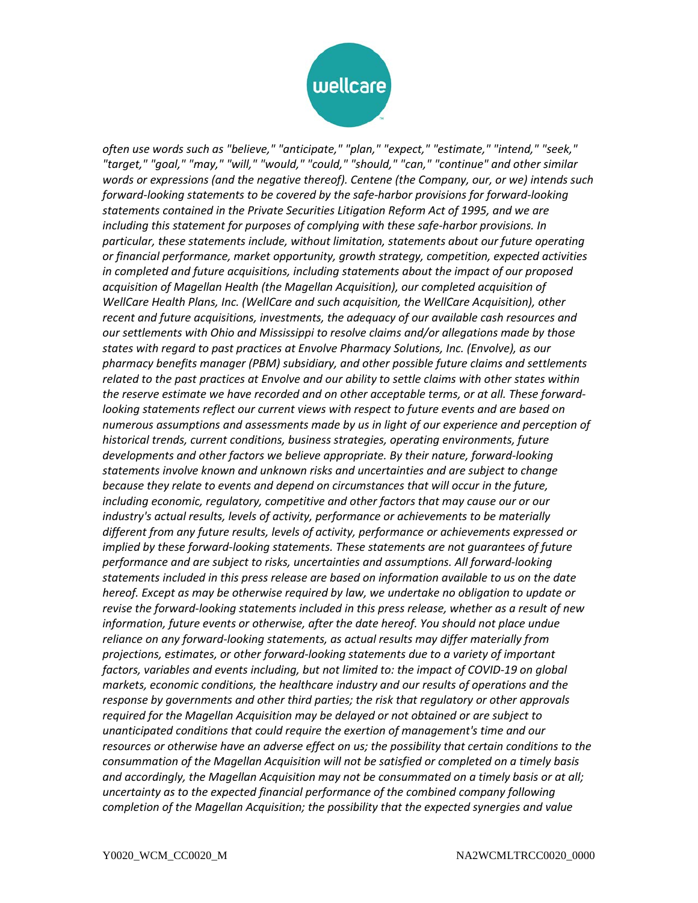*often use words such as "believe," "anticipate," "plan," "expect," "estimate," "intend," "seek," "target," "goal," "may," "will," "would," "could," "should," "can," "continue" and other similar words or expressions (and the negative thereof). Centene (the Company, our, or we) intends such forward-looking statements to be covered by the safe-harbor provisions for forward-looking statements contained in the Private Securities Litigation Reform Act of 1995, and we are including this statement for purposes of complying with these safe-harbor provisions. In particular, these statements include, without limitation, statements about our future operating or financial performance, market opportunity, growth strategy, competition, expected activities in completed and future acquisitions, including statements about the impact of our proposed acquisition of Magellan Health (the Magellan Acquisition), our completed acquisition of WellCare Health Plans, Inc. (WellCare and such acquisition, the WellCare Acquisition), other recent and future acquisitions, investments, the adequacy of our available cash resources and our settlements with Ohio and Mississippi to resolve claims and/or allegations made by those states with regard to past practices at Envolve Pharmacy Solutions, Inc. (Envolve), as our pharmacy benefits manager (PBM) subsidiary, and other possible future claims and settlements related to the past practices at Envolve and our ability to settle claims with other states within the reserve estimate we have recorded and on other acceptable terms, or at all. These forward-looking statements reflect our current views with respect to future events and are based on numerous assumptions and assessments made by us in light of our experience and perception of historical trends, current conditions, business strategies, operating environments, future developments and other factors we believe appropriate. By their nature, forward-looking statements involve known and unknown risks and uncertainties and are subject to change because they relate to events and depend on circumstances that will occur in the future, including economic, regulatory, competitive and other factors that may cause our or our industry's actual results, levels of activity, performance or achievements to be materially different from any future results, levels of activity, performance or achievements expressed or implied by these forward-looking statements. These statements are not guarantees of future performance and are subject to risks, uncertainties and assumptions. All forward-looking statements included in this press release are based on information available to us on the date hereof. Except as may be otherwise required by law, we undertake no obligation to update or revise the forward-looking statements included in this press release, whether as a result of new information, future events or otherwise, after the date hereof. You should not place undue reliance on any forward-looking statements, as actual results may differ materially from projections, estimates, or other forward-looking statements due to a variety of important factors, variables and events including, but not limited to: the impact of COVID-19 on global markets, economic conditions, the healthcare industry and our results of operations and the response by governments and other third parties; the risk that regulatory or other approvals required for the Magellan Acquisition may be delayed or not obtained or are subject to unanticipated conditions that could require the exertion of management's time and our resources or otherwise have an adverse effect on us; the possibility that certain conditions to the consummation of the Magellan Acquisition will not be satisfied or completed on a timely basis and accordingly, the Magellan Acquisition may not be consummated on a timely basis or at all; uncertainty as to the expected financial performance of the combined company following completion of the Magellan Acquisition; the possibility that the expected synergies and value*

Y0020_WCM_CC0020_M NA2WCMLTRCC0020_0000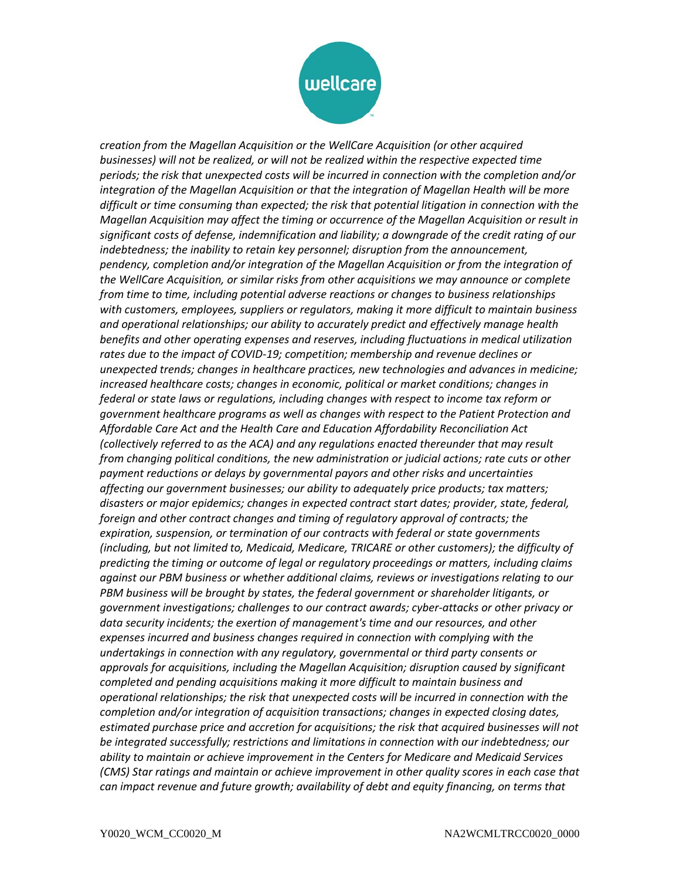*creation from the Magellan Acquisition or the WellCare Acquisition (or other acquired businesses) will not be realized, or will not be realized within the respective expected time periods; the risk that unexpected costs will be incurred in connection with the completion and/or integration of the Magellan Acquisition or that the integration of Magellan Health will be more difficult or time consuming than expected; the risk that potential litigation in connection with the Magellan Acquisition may affect the timing or occurrence of the Magellan Acquisition or result in significant costs of defense, indemnification and liability; a downgrade of the credit rating of our indebtedness; the inability to retain key personnel; disruption from the announcement, pendency, completion and/or integration of the Magellan Acquisition or from the integration of the WellCare Acquisition, or similar risks from other acquisitions we may announce or complete from time to time, including potential adverse reactions or changes to business relationships with customers, employees, suppliers or regulators, making it more difficult to maintain business and operational relationships; our ability to accurately predict and effectively manage health benefits and other operating expenses and reserves, including fluctuations in medical utilization rates due to the impact of COVID-19; competition; membership and revenue declines or unexpected trends; changes in healthcare practices, new technologies and advances in medicine; increased healthcare costs; changes in economic, political or market conditions; changes in federal or state laws or regulations, including changes with respect to income tax reform or government healthcare programs as well as changes with respect to the Patient Protection and Affordable Care Act and the Health Care and Education Affordability Reconciliation Act (collectively referred to as the ACA) and any regulations enacted thereunder that may result from changing political conditions, the new administration or judicial actions; rate cuts or other payment reductions or delays by governmental payors and other risks and uncertainties affecting our government businesses; our ability to adequately price products; tax matters; disasters or major epidemics; changes in expected contract start dates; provider, state, federal, foreign and other contract changes and timing of regulatory approval of contracts; the expiration, suspension, or termination of our contracts with federal or state governments (including, but not limited to, Medicaid, Medicare, TRICARE or other customers); the difficulty of predicting the timing or outcome of legal or regulatory proceedings or matters, including claims against our PBM business or whether additional claims, reviews or investigations relating to our PBM business will be brought by states, the federal government or shareholder litigants, or government investigations; challenges to our contract awards; cyber-attacks or other privacy or data security incidents; the exertion of management's time and our resources, and other expenses incurred and business changes required in connection with complying with the undertakings in connection with any regulatory, governmental or third party consents or approvals for acquisitions, including the Magellan Acquisition; disruption caused by significant completed and pending acquisitions making it more difficult to maintain business and operational relationships; the risk that unexpected costs will be incurred in connection with the completion and/or integration of acquisition transactions; changes in expected closing dates, estimated purchase price and accretion for acquisitions; the risk that acquired businesses will not be integrated successfully; restrictions and limitations in connection with our indebtedness; our ability to maintain or achieve improvement in the Centers for Medicare and Medicaid Services (CMS) Star ratings and maintain or achieve improvement in other quality scores in each case that can impact revenue and future growth; availability of debt and equity financing, on terms that*

Y0020_WCM_CC0020_M NA2WCMLTRCC0020_0000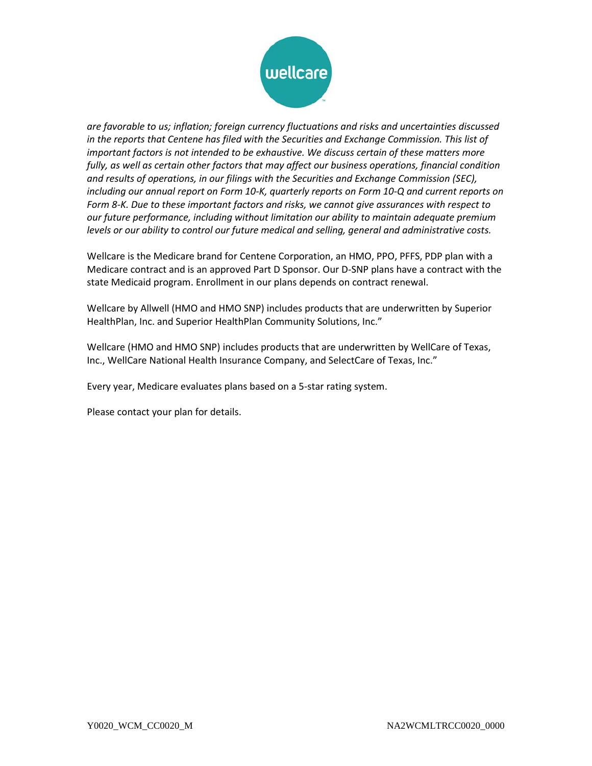*are favorable to us; inflation; foreign currency fluctuations and risks and uncertainties discussed in the reports that Centene has filed with the Securities and Exchange Commission. This list of important factors is not intended to be exhaustive. We discuss certain of these matters more fully, as well as certain other factors that may affect our business operations, financial condition and results of operations, in our filings with the Securities and Exchange Commission (SEC), including our annual report on Form 10-K, quarterly reports on Form 10-Q and current reports on Form 8-K. Due to these important factors and risks, we cannot give assurances with respect to our future performance, including without limitation our ability to maintain adequate premium levels or our ability to control our future medical and selling, general and administrative costs.*

Wellcare is the Medicare brand for Centene Corporation, an HMO, PPO, PFFS, PDP plan with a Medicare contract and is an approved Part D Sponsor. Our D-SNP plans have a contract with the state Medicaid program. Enrollment in our plans depends on contract renewal.

Wellcare by Allwell (HMO and HMO SNP) includes products that are underwritten by Superior HealthPlan, Inc. and Superior HealthPlan Community Solutions, Inc."

Wellcare (HMO and HMO SNP) includes products that are underwritten by WellCare of Texas, Inc., WellCare National Health Insurance Company, and SelectCare of Texas, Inc."

Every year, Medicare evaluates plans based on a 5-star rating system.

Please contact your plan for details.

Y0020_WCM_CC0020_M NA2WCMLTRCC0020_0000